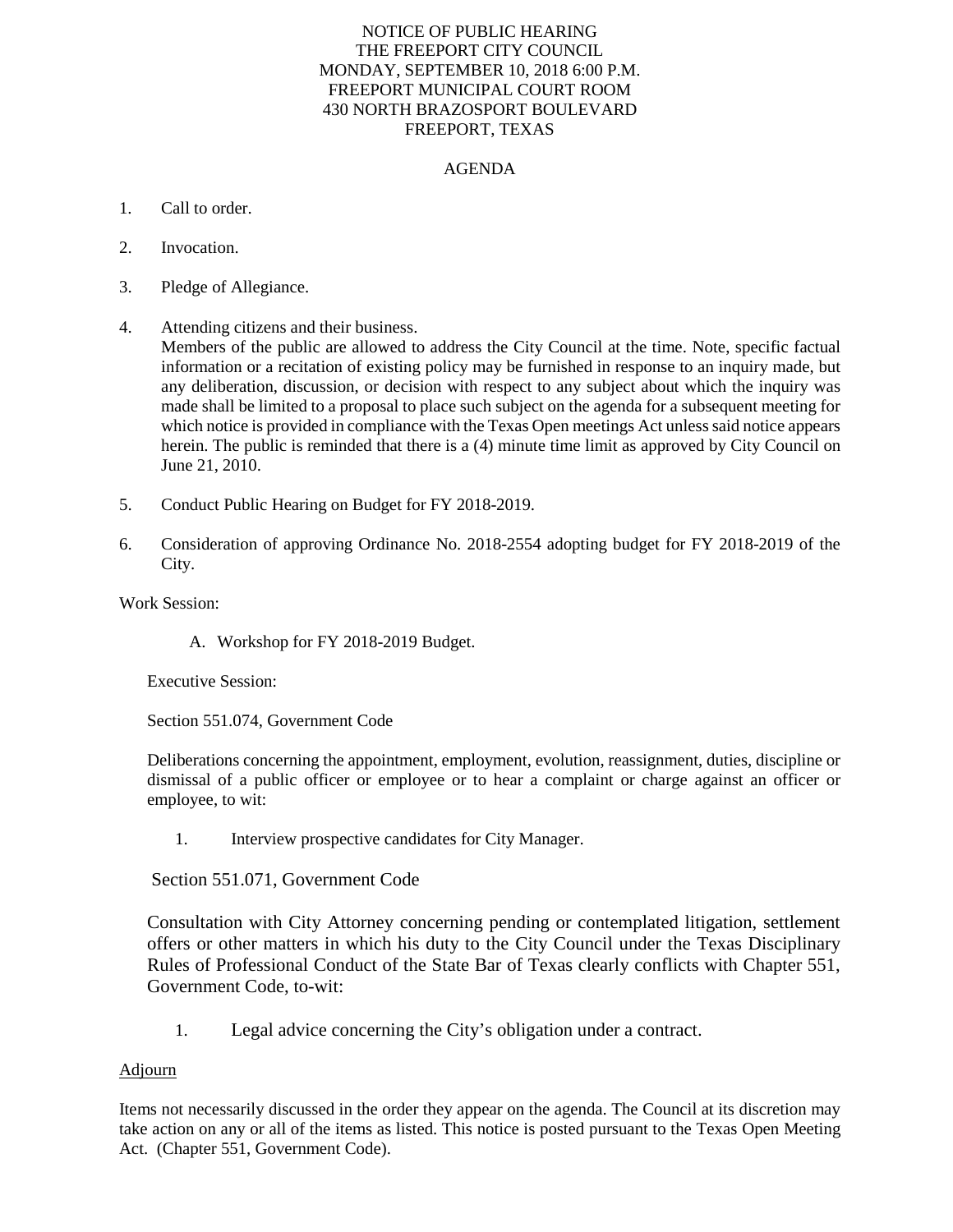NOTICE OF PUBLIC HEARING
THE FREEPORT CITY COUNCIL
MONDAY, SEPTEMBER 10, 2018 6:00 P.M.
FREEPORT MUNICIPAL COURT ROOM
430 NORTH BRAZOSPORT BOULEVARD
FREEPORT, TEXAS

AGENDA

1. Call to order.

2. Invocation.

3. Pledge of Allegiance.

4. Attending citizens and their business.
   Members of the public are allowed to address the City Council at the time. Note, specific factual information or a recitation of existing policy may be furnished in response to an inquiry made, but any deliberation, discussion, or decision with respect to any subject about which the inquiry was made shall be limited to a proposal to place such subject on the agenda for a subsequent meeting for which notice is provided in compliance with the Texas Open meetings Act unless said notice appears herein. The public is reminded that there is a (4) minute time limit as approved by City Council on June 21, 2010.

5. Conduct Public Hearing on Budget for FY 2018-2019.

6. Consideration of approving Ordinance No. 2018-2554 adopting budget for FY 2018-2019 of the City.

Work Session:

A. Workshop for FY 2018-2019 Budget.

Executive Session:

Section 551.074, Government Code

Deliberations concerning the appointment, employment, evolution, reassignment, duties, discipline or dismissal of a public officer or employee or to hear a complaint or charge against an officer or employee, to wit:

1. Interview prospective candidates for City Manager.

Section 551.071, Government Code

Consultation with City Attorney concerning pending or contemplated litigation, settlement offers or other matters in which his duty to the City Council under the Texas Disciplinary Rules of Professional Conduct of the State Bar of Texas clearly conflicts with Chapter 551, Government Code, to-wit:

1. Legal advice concerning the City's obligation under a contract.

Adjourn

Items not necessarily discussed in the order they appear on the agenda. The Council at its discretion may take action on any or all of the items as listed. This notice is posted pursuant to the Texas Open Meeting Act. (Chapter 551, Government Code).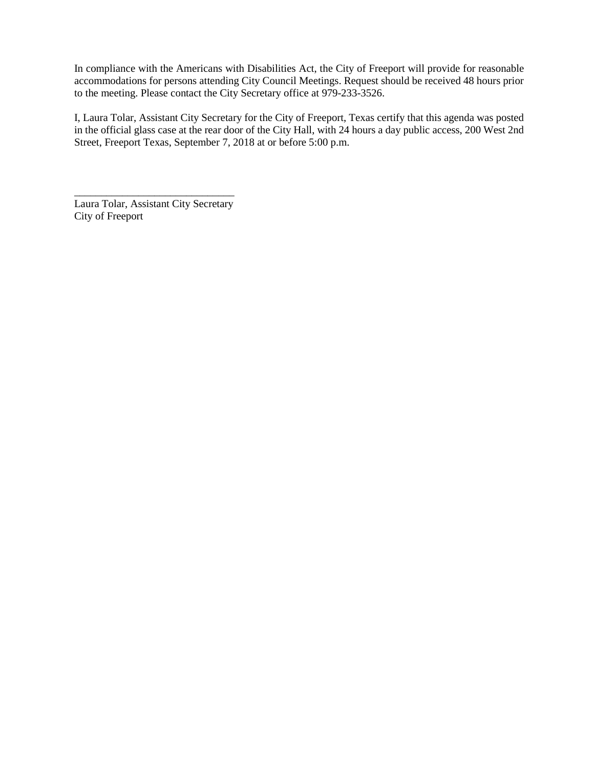In compliance with the Americans with Disabilities Act, the City of Freeport will provide for reasonable accommodations for persons attending City Council Meetings. Request should be received 48 hours prior to the meeting. Please contact the City Secretary office at 979-233-3526.

I, Laura Tolar, Assistant City Secretary for the City of Freeport, Texas certify that this agenda was posted in the official glass case at the rear door of the City Hall, with 24 hours a day public access, 200 West 2nd Street, Freeport Texas, September 7, 2018 at or before 5:00 p.m.

______________________________
Laura Tolar, Assistant City Secretary
City of Freeport